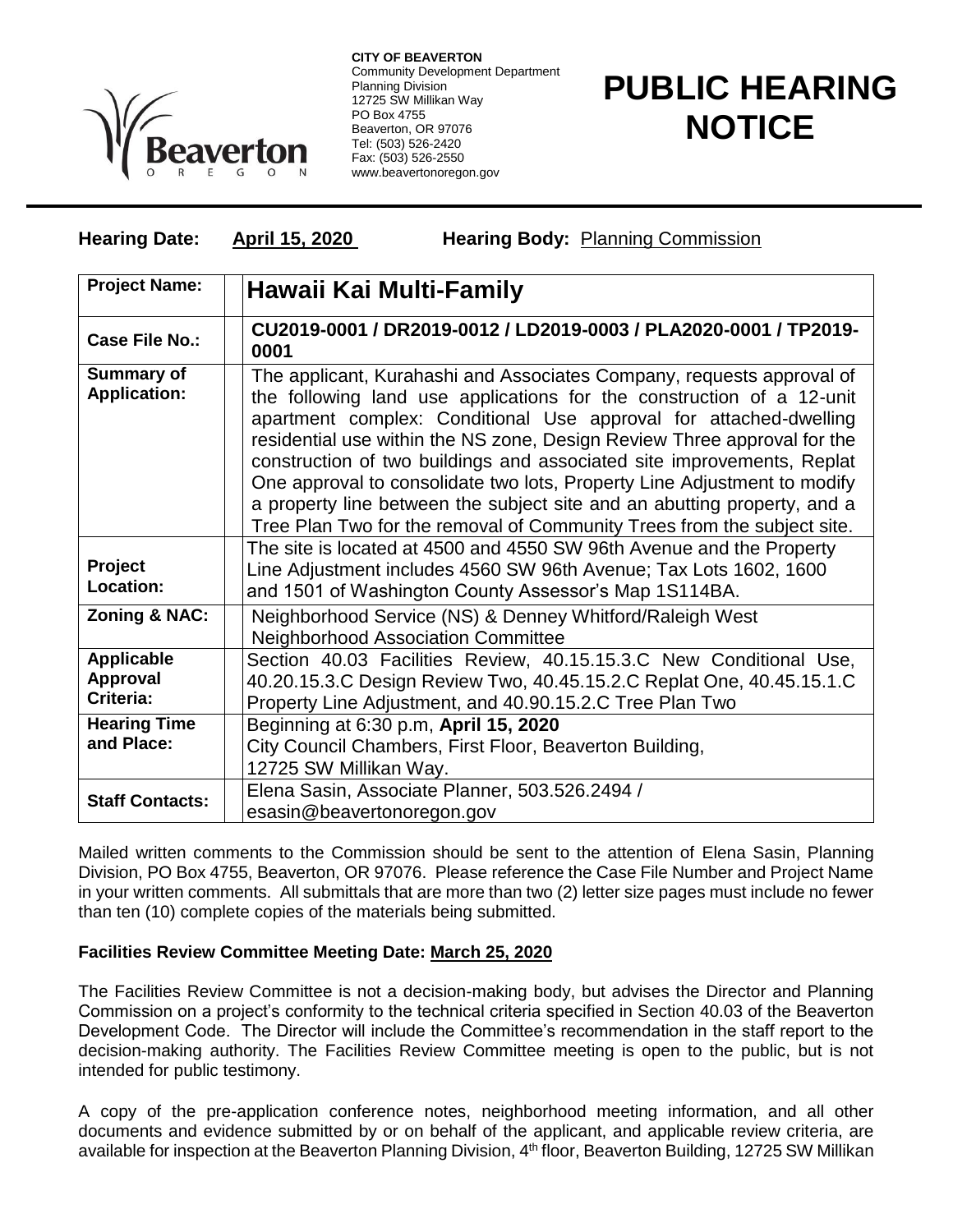**CITY OF BEAVERTON**
Community Development Department
Planning Division
12725 SW Millikan Way
PO Box 4755
Beaverton, OR 97076
Tel: (503) 526-2420
Fax: (503) 526-2550
www.beavertonoregon.gov

# PUBLIC HEARING NOTICE

**Hearing Date:** **April 15, 2020** **Hearing Body:** Planning Commission

| | |
|---|---|
| **Project Name:** | **Hawaii Kai Multi-Family** |
| **Case File No.:** | **CU2019-0001 / DR2019-0012 / LD2019-0003 / PLA2020-0001 / TP2019-0001** |
| **Summary of Application:** | The applicant, Kurahashi and Associates Company, requests approval of the following land use applications for the construction of a 12-unit apartment complex: Conditional Use approval for attached-dwelling residential use within the NS zone, Design Review Three approval for the construction of two buildings and associated site improvements, Replat One approval to consolidate two lots, Property Line Adjustment to modify a property line between the subject site and an abutting property, and a Tree Plan Two for the removal of Community Trees from the subject site. |
| **Project Location:** | The site is located at 4500 and 4550 SW 96th Avenue and the Property Line Adjustment includes 4560 SW 96th Avenue; Tax Lots 1602, 1600 and 1501 of Washington County Assessor's Map 1S114BA. |
| **Zoning & NAC:** | Neighborhood Service (NS) & Denney Whitford/Raleigh West Neighborhood Association Committee |
| **Applicable Approval Criteria:** | Section 40.03 Facilities Review, 40.15.15.3.C New Conditional Use, 40.20.15.3.C Design Review Two, 40.45.15.2.C Replat One, 40.45.15.1.C Property Line Adjustment, and 40.90.15.2.C Tree Plan Two |
| **Hearing Time and Place:** | Beginning at 6:30 p.m, **April 15, 2020**<br>City Council Chambers, First Floor, Beaverton Building,<br>12725 SW Millikan Way. |
| **Staff Contacts:** | Elena Sasin, Associate Planner, 503.526.2494 / esasin@beavertonoregon.gov |

Mailed written comments to the Commission should be sent to the attention of Elena Sasin, Planning Division, PO Box 4755, Beaverton, OR 97076. Please reference the Case File Number and Project Name in your written comments. All submittals that are more than two (2) letter size pages must include no fewer than ten (10) complete copies of the materials being submitted.

**Facilities Review Committee Meeting Date: March 25, 2020**

The Facilities Review Committee is not a decision-making body, but advises the Director and Planning Commission on a project's conformity to the technical criteria specified in Section 40.03 of the Beaverton Development Code. The Director will include the Committee's recommendation in the staff report to the decision-making authority. The Facilities Review Committee meeting is open to the public, but is not intended for public testimony.

A copy of the pre-application conference notes, neighborhood meeting information, and all other documents and evidence submitted by or on behalf of the applicant, and applicable review criteria, are available for inspection at the Beaverton Planning Division, 4th floor, Beaverton Building, 12725 SW Millikan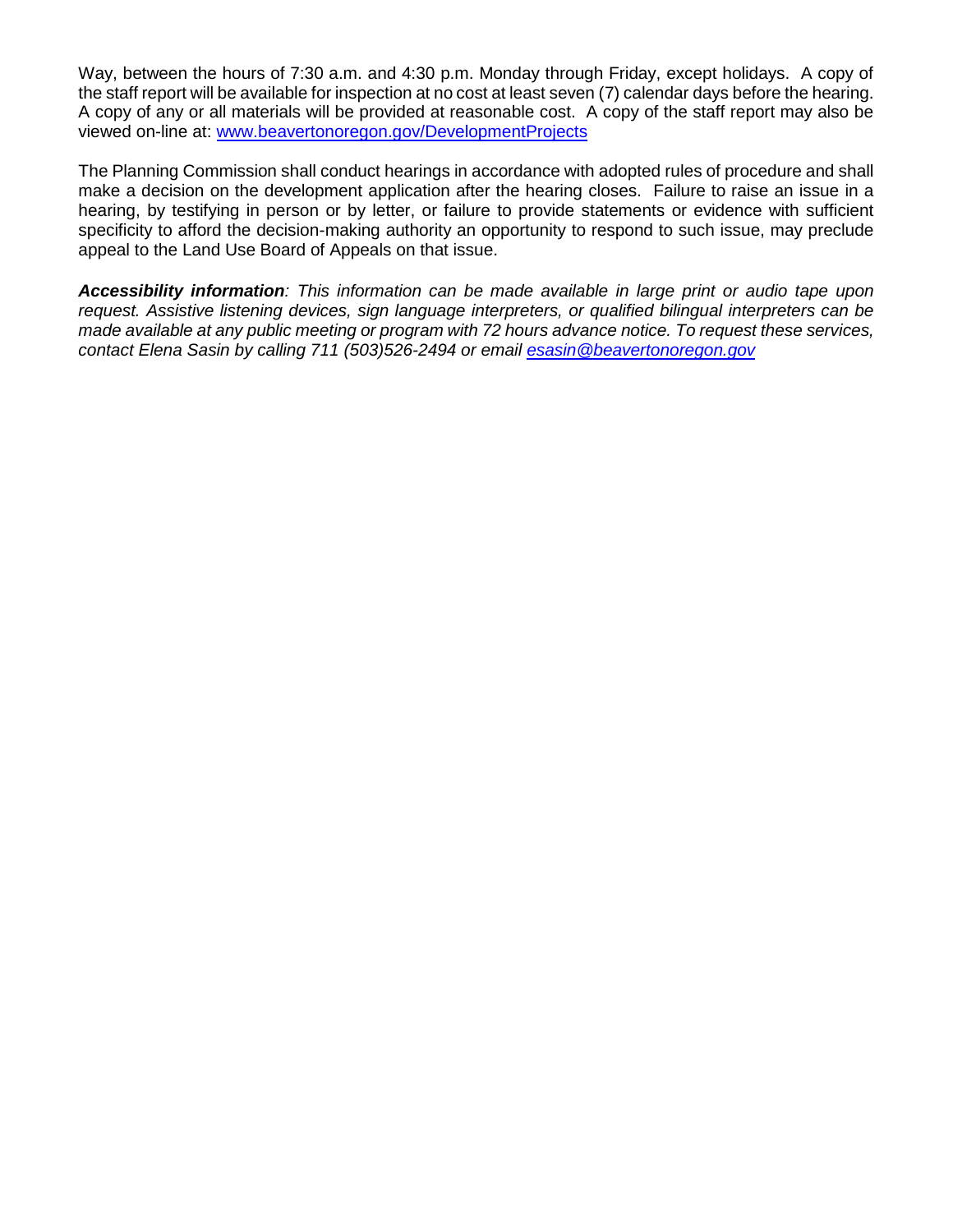Way, between the hours of 7:30 a.m. and 4:30 p.m. Monday through Friday, except holidays. A copy of the staff report will be available for inspection at no cost at least seven (7) calendar days before the hearing. A copy of any or all materials will be provided at reasonable cost. A copy of the staff report may also be viewed on-line at: [www.beavertonoregon.gov/DevelopmentProjects](http://www.beavertonoregon.gov/DevelopmentProjects)

The Planning Commission shall conduct hearings in accordance with adopted rules of procedure and shall make a decision on the development application after the hearing closes. Failure to raise an issue in a hearing, by testifying in person or by letter, or failure to provide statements or evidence with sufficient specificity to afford the decision-making authority an opportunity to respond to such issue, may preclude appeal to the Land Use Board of Appeals on that issue.

***Accessibility information**: This information can be made available in large print or audio tape upon request. Assistive listening devices, sign language interpreters, or qualified bilingual interpreters can be made available at any public meeting or program with 72 hours advance notice. To request these services, contact Elena Sasin by calling 711 (503)526-2494 or email [esasin@beavertonoregon.gov](mailto:esasin@beavertonoregon.gov)*